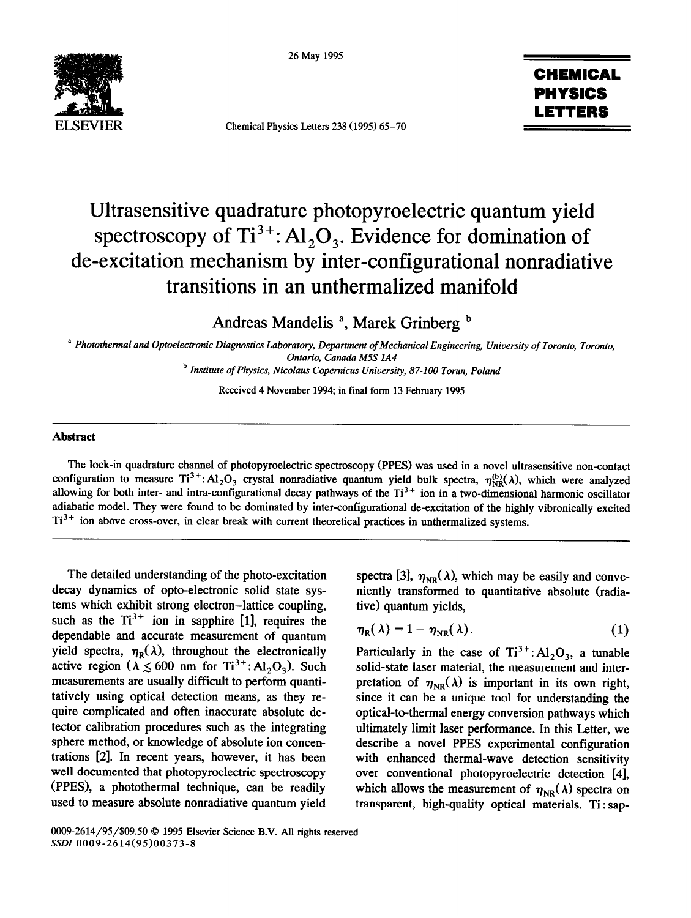# Ultrasensitive quadrature photopyroelectric quantum yield spectroscopy of $Ti^{3+}$: $Al_2O_3$. Evidence for domination of de-excitation mechanism by inter-configurational nonradiative transitions in an unthermalized manifold

Andreas Mandelis [a], Marek Grinberg [b]

[a] *Photothermal and Optoelectronic Diagnostics Laboratory, Department of Mechanical Engineering, University of Toronto, Toronto, Ontario, Canada M5S 1A4*

[b] *Institute of Physics, Nicolaus Copernicus University, 87-100 Torun, Poland*

Received 4 November 1994; in final form 13 February 1995

## Abstract

The lock-in quadrature channel of photopyroelectric spectroscopy (PPES) was used in a novel ultrasensitive non-contact configuration to measure $Ti^{3+}$: $Al_2O_3$ crystal nonradiative quantum yield bulk spectra, $\eta_{NR}^{(b)}(\lambda)$, which were analyzed allowing for both inter- and intra-configurational decay pathways of the $Ti^{3+}$ ion in a two-dimensional harmonic oscillator adiabatic model. They were found to be dominated by inter-configurational de-excitation of the highly vibronically excited $Ti^{3+}$ ion above cross-over, in clear break with current theoretical practices in unthermalized systems.

The detailed understanding of the photo-excitation decay dynamics of opto-electronic solid state systems which exhibit strong electron–lattice coupling, such as the $Ti^{3+}$ ion in sapphire [1], requires the dependable and accurate measurement of quantum yield spectra, $\eta_R(\lambda)$, throughout the electronically active region ($\lambda \lesssim 600$ nm for $Ti^{3+}$: $Al_2O_3$). Such measurements are usually difficult to perform quantitatively using optical detection means, as they require complicated and often inaccurate absolute detector calibration procedures such as the integrating sphere method, or knowledge of absolute ion concentrations [2]. In recent years, however, it has been well documented that photopyroelectric spectroscopy (PPES), a photothermal technique, can be readily used to measure absolute nonradiative quantum yield spectra [3], $\eta_{NR}(\lambda)$, which may be easily and conveniently transformed to quantitative absolute (radiative) quantum yields,

$$\eta_R(\lambda) = 1 - \eta_{NR}(\lambda). \tag{1}$$

Particularly in the case of $Ti^{3+}$: $Al_2O_3$, a tunable solid-state laser material, the measurement and interpretation of $\eta_{NR}(\lambda)$ is important in its own right, since it can be a unique tool for understanding the optical-to-thermal energy conversion pathways which ultimately limit laser performance. In this Letter, we describe a novel PPES experimental configuration with enhanced thermal-wave detection sensitivity over conventional photopyroelectric detection [4], which allows the measurement of $\eta_{NR}(\lambda)$ spectra on transparent, high-quality optical materials. Ti:sap-

0009-2614/95/$09.50 © 1995 Elsevier Science B.V. All rights reserved
SSDI 0009-2614(95)00373-8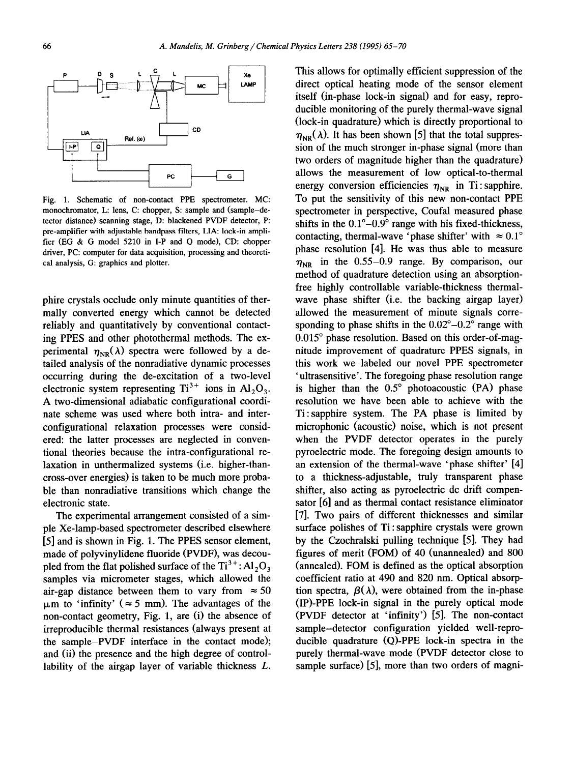Fig. 1. Schematic of non-contact PPE spectrometer. MC: monochromator, L: lens, C: chopper, S: sample and (sample–detector distance) scanning stage, D: blackened PVDF detector, P: pre-amplifier with adjustable bandpass filters, LIA: lock-in amplifier (EG & G model 5210 in I-P and Q mode), CD: chopper driver, PC: computer for data acquisition, processing and theoretical analysis, G: graphics and plotter.

phire crystals occlude only minute quantities of thermally converted energy which cannot be detected reliably and quantitatively by conventional contacting PPES and other photothermal methods. The experimental $\eta_{NR}(\lambda)$ spectra were followed by a detailed analysis of the nonradiative dynamic processes occurring during the de-excitation of a two-level electronic system representing $Ti^{3+}$ ions in $Al_2O_3$. A two-dimensional adiabatic configurational coordinate scheme was used where both intra- and inter-configurational relaxation processes were considered: the latter processes are neglected in conventional theories because the intra-configurational relaxation in unthermalized systems (i.e. higher-than-cross-over energies) is taken to be much more probable than nonradiative transitions which change the electronic state.

The experimental arrangement consisted of a simple Xe-lamp-based spectrometer described elsewhere [5] and is shown in Fig. 1. The PPES sensor element, made of polyvinylidene fluoride (PVDF), was decoupled from the flat polished surface of the $Ti^{3+}:Al_2O_3$ samples via micrometer stages, which allowed the air-gap distance between them to vary from $\approx 50$ μm to 'infinity' ($\approx 5$ mm). The advantages of the non-contact geometry, Fig. 1, are (i) the absence of irreproducible thermal resistances (always present at the sample–PVDF interface in the contact mode); and (ii) the presence and the high degree of controllability of the airgap layer of variable thickness $L$. This allows for optimally efficient suppression of the direct optical heating mode of the sensor element itself (in-phase lock-in signal) and for easy, reproducible monitoring of the purely thermal-wave signal (lock-in quadrature) which is directly proportional to $\eta_{NR}(\lambda)$. It has been shown [5] that the total suppression of the much stronger in-phase signal (more than two orders of magnitude higher than the quadrature) allows the measurement of low optical-to-thermal energy conversion efficiencies $\eta_{NR}$ in Ti : sapphire. To put the sensitivity of this new non-contact PPE spectrometer in perspective, Coufal measured phase shifts in the 0.1°–0.9° range with his fixed-thickness, contacting, thermal-wave 'phase shifter' with $\approx 0.1°$ phase resolution [4]. He was thus able to measure $\eta_{NR}$ in the 0.55–0.9 range. By comparison, our method of quadrature detection using an absorption-free highly controllable variable-thickness thermal-wave phase shifter (i.e. the backing airgap layer) allowed the measurement of minute signals corresponding to phase shifts in the 0.02°–0.2° range with 0.015° phase resolution. Based on this order-of-magnitude improvement of quadrature PPES signals, in this work we labeled our novel PPE spectrometer 'ultrasensitive'. The foregoing phase resolution range is higher than the 0.5° photoacoustic (PA) phase resolution we have been able to achieve with the Ti : sapphire system. The PA phase is limited by microphonic (acoustic) noise, which is not present when the PVDF detector operates in the purely pyroelectric mode. The foregoing design amounts to an extension of the thermal-wave 'phase shifter' [4] to a thickness-adjustable, truly transparent phase shifter, also acting as pyroelectric dc drift compensator [6] and as thermal contact resistance eliminator [7]. Two pairs of different thicknesses and similar surface polishes of Ti : sapphire crystals were grown by the Czochralski pulling technique [5]. They had figures of merit (FOM) of 40 (unannealed) and 800 (annealed). FOM is defined as the optical absorption coefficient ratio at 490 and 820 nm. Optical absorption spectra, $\beta(\lambda)$, were obtained from the in-phase (IP)-PPE lock-in signal in the purely optical mode (PVDF detector at 'infinity') [5]. The non-contact sample–detector configuration yielded well-reproducible quadrature (Q)-PPE lock-in spectra in the purely thermal-wave mode (PVDF detector close to sample surface) [5], more than two orders of magni-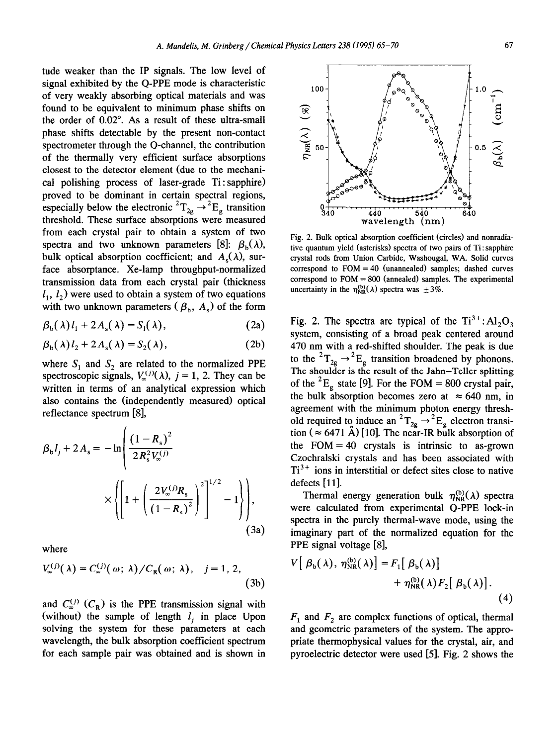tude weaker than the IP signals. The low level of signal exhibited by the Q-PPE mode is characteristic of very weakly absorbing optical materials and was found to be equivalent to minimum phase shifts on the order of 0.02°. As a result of these ultra-small phase shifts detectable by the present non-contact spectrometer through the Q-channel, the contribution of the thermally very efficient surface absorptions closest to the detector element (due to the mechanical polishing process of laser-grade Ti : sapphire) proved to be dominant in certain spectral regions, especially below the electronic ${}^2T_{2g} \to {}^2E_g$ transition threshold. These surface absorptions were measured from each crystal pair to obtain a system of two spectra and two unknown parameters [8]: $\beta_b(\lambda)$, bulk optical absorption coefficient; and $A_s(\lambda)$, surface absorptance. Xe-lamp throughput-normalized transmission data from each crystal pair (thickness $l_1$, $l_2$) were used to obtain a system of two equations with two unknown parameters ($\beta_b$, $A_s$) of the form

$$\beta_b(\lambda) l_1 + 2A_s(\lambda) = S_1(\lambda), \tag{2a}$$

$$\beta_b(\lambda) l_2 + 2A_s(\lambda) = S_2(\lambda), \tag{2b}$$

where $S_1$ and $S_2$ are related to the normalized PPE spectroscopic signals, $V_\infty^{(j)}(\lambda)$, $j = 1, 2$. They can be written in terms of an analytical expression which also contains the (independently measured) optical reflectance spectrum [8],

$$\beta_b l_j + 2A_s = -\ln\left( \frac{(1-R_s)^2}{2R_s^2 V_\infty^{(j)}} \times \left\{ \left[ 1 + \left( \frac{2V_\infty^{(j)} R_s}{(1-R_s)^2} \right)^2 \right]^{1/2} - 1 \right\} \right), \tag{3a}$$

where

$$V_\infty^{(j)}(\lambda) = C_\infty^{(j)}(\omega; \lambda) / C_R(\omega; \lambda), \quad j = 1, 2, \tag{3b}$$

and $C_\infty^{(j)}$ ($C_R$) is the PPE transmission signal with (without) the sample of length $l_j$ in place Upon solving the system for these parameters at each wavelength, the bulk absorption coefficient spectrum for each sample pair was obtained and is shown in Fig. 2. The spectra are typical of the $Ti^{3+}:Al_2O_3$ system, consisting of a broad peak centered around 470 nm with a red-shifted shoulder. The peak is due to the ${}^2T_{2g} \to {}^2E_g$ transition broadened by phonons. The shoulder is the result of the Jahn–Teller splitting of the ${}^2E_g$ state [9]. For the FOM = 800 crystal pair, the bulk absorption becomes zero at ≈ 640 nm, in agreement with the minimum photon energy threshold required to induce an ${}^2T_{2g} \to {}^2E_g$ electron transition (≈ 6471 Å) [10]. The near-IR bulk absorption of the FOM = 40 crystals is intrinsic to as-grown Czochralski crystals and has been associated with $Ti^{3+}$ ions in interstitial or defect sites close to native defects [11].

Fig. 2. Bulk optical absorption coefficient (circles) and nonradiative quantum yield (asterisks) spectra of two pairs of Ti : sapphire crystal rods from Union Carbide, Washougal, WA. Solid curves correspond to FOM = 40 (unannealed) samples; dashed curves correspond to FOM = 800 (annealed) samples. The experimental uncertainty in the $\eta_{NR}^{(b)}(\lambda)$ spectra was ±3%.

Thermal energy generation bulk $\eta_{NR}^{(b)}(\lambda)$ spectra were calculated from experimental Q-PPE lock-in spectra in the purely thermal-wave mode, using the imaginary part of the normalized equation for the PPE signal voltage [8],

$$V\left[\beta_b(\lambda), \eta_{NR}^{(b)}(\lambda)\right] = F_1\left[\beta_b(\lambda)\right] + \eta_{NR}^{(b)}(\lambda) F_2\left[\beta_b(\lambda)\right]. \tag{4}$$

$F_1$ and $F_2$ are complex functions of optical, thermal and geometric parameters of the system. The appropriate thermophysical values for the crystal, air, and pyroelectric detector were used [5]. Fig. 2 shows the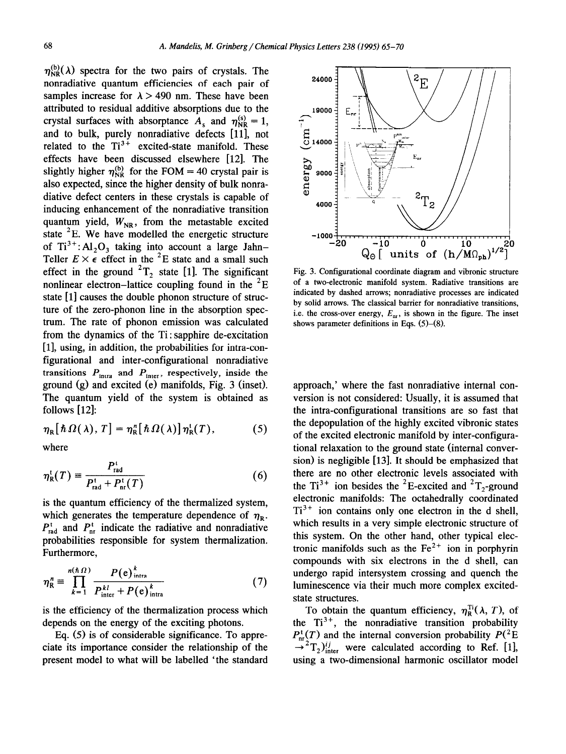$\eta_{NR}^{(b)}(\lambda)$ spectra for the two pairs of crystals. The nonradiative quantum efficiencies of each pair of samples increase for $\lambda > 490$ nm. These have been attributed to residual additive absorptions due to the crystal surfaces with absorptance $A_s$ and $\eta_{NR}^{(s)} = 1$, and to bulk, purely nonradiative defects [11], not related to the $Ti^{3+}$ excited-state manifold. These effects have been discussed elsewhere [12]. The slightly higher $\eta_{NR}^{(b)}$ for the FOM = 40 crystal pair is also expected, since the higher density of bulk nonradiative defect centers in these crystals is capable of inducing enhancement of the nonradiative transition quantum yield, $W_{NR}$, from the metastable excited state $^2E$. We have modelled the energetic structure of $Ti^{3+}:Al_2O_3$ taking into account a large Jahn–Teller $E \times \epsilon$ effect in the $^2E$ state and a small such effect in the ground $^2T_2$ state [1]. The significant nonlinear electron–lattice coupling found in the $^2E$ state [1] causes the double phonon structure of structure of the zero-phonon line in the absorption spectrum. The rate of phonon emission was calculated from the dynamics of the Ti : sapphire de-excitation [1], using, in addition, the probabilities for intra-configurational and inter-configurational nonradiative transitions $P_{intra}$ and $P_{inter}$, respectively, inside the ground (g) and excited (e) manifolds, Fig. 3 (inset). The quantum yield of the system is obtained as follows [12]:

$$\eta_R[\hbar\Omega(\lambda), T] = \eta_R^n[\hbar\Omega(\lambda)]\eta_R^t(T), \tag{5}$$

where

$$\eta_R^t(T) \equiv \frac{P_{rad}^t}{P_{rad}^t + P_{nr}^t(T)} \tag{6}$$

is the quantum efficiency of the thermalized system, which generates the temperature dependence of $\eta_R$. $P_{rad}^t$ and $P_{nr}^t$ indicate the radiative and nonradiative probabilities responsible for system thermalization. Furthermore,

$$\eta_R^n \equiv \prod_{k=1}^{n(\hbar\Omega)} \frac{P(e)_{intra}^k}{P_{inter}^{kl} + P(e)_{intra}^k} \tag{7}$$

is the efficiency of the thermalization process which depends on the energy of the exciting photons.

Eq. (5) is of considerable significance. To appreciate its importance consider the relationship of the present model to what will be labelled 'the standard

Fig. 3. Configurational coordinate diagram and vibronic structure of a two-electronic manifold system. Radiative transitions are indicated by dashed arrows; nonradiative processes are indicated by solid arrows. The classical barrier for nonradiative transitions, i.e. the cross-over energy, $E_{nr}$, is shown in the figure. The inset shows parameter definitions in Eqs. (5)–(8).

approach,' where the fast nonradiative internal conversion is not considered: Usually, it is assumed that the intra-configurational transitions are so fast that the depopulation of the highly excited vibronic states of the excited electronic manifold by inter-configurational relaxation to the ground state (internal conversion) is negligible [13]. It should be emphasized that there are no other electronic levels associated with the $Ti^{3+}$ ion besides the $^2E$-excited and $^2T_2$-ground electronic manifolds: The octahedrally coordinated $Ti^{3+}$ ion contains only one electron in the d shell, which results in a very simple electronic structure of this system. On the other hand, other typical electronic manifolds such as the $Fe^{2+}$ ion in porphyrin compounds with six electrons in the d shell, can undergo rapid intersystem crossing and quench the luminescence via their much more complex excited-state structures.

To obtain the quantum efficiency, $\eta_R^{Ti}(\lambda, T)$, of the $Ti^{3+}$, the nonradiative transition probability $P_{nr}^t(T)$ and the internal conversion probability $P(^2E \to {}^2T_2)_{inter}^{ij}$ were calculated according to Ref. [1], using a two-dimensional harmonic oscillator model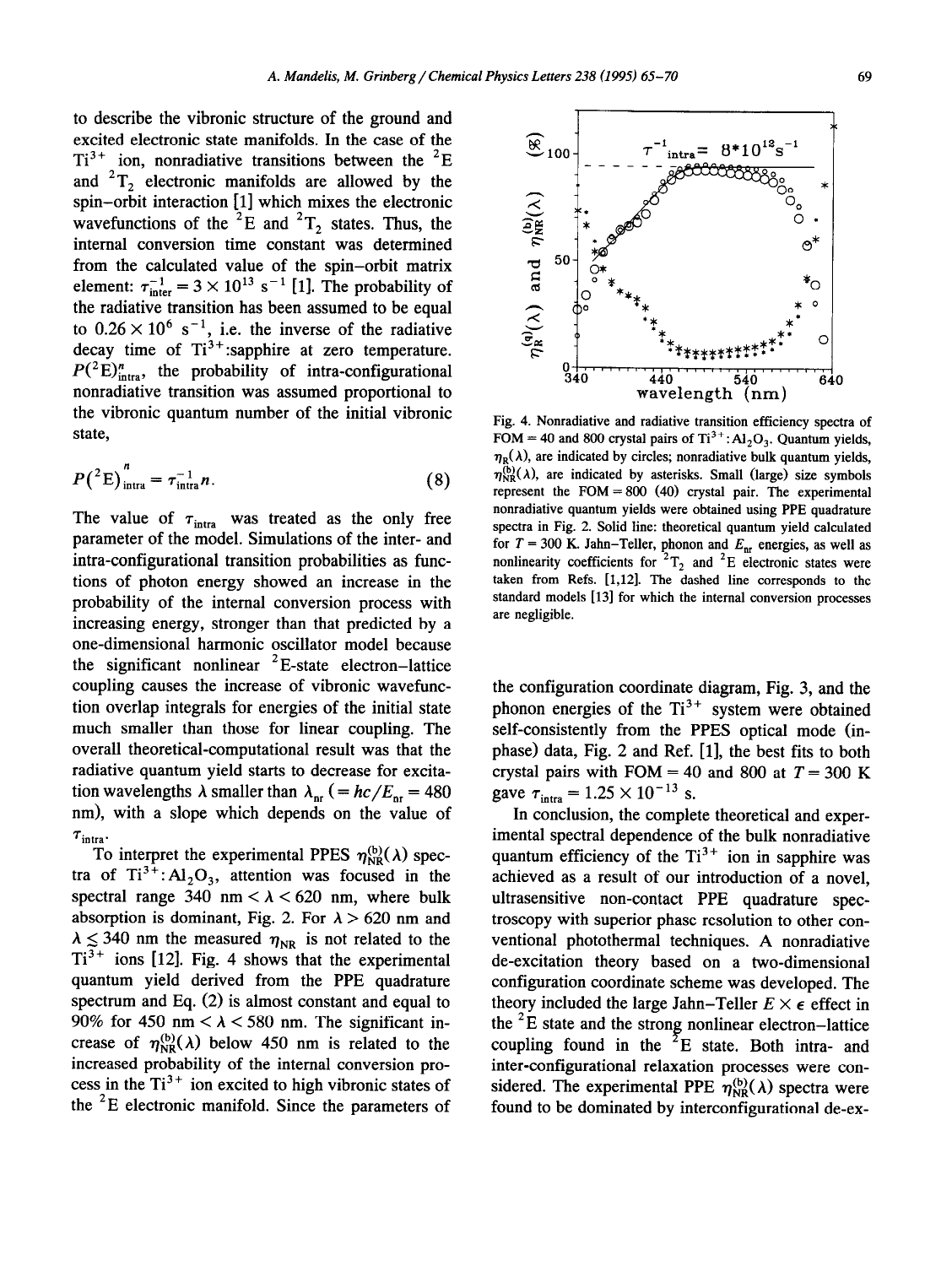to describe the vibronic structure of the ground and excited electronic state manifolds. In the case of the $Ti^{3+}$ ion, nonradiative transitions between the $^2E$ and $^2T_2$ electronic manifolds are allowed by the spin–orbit interaction [1] which mixes the electronic wavefunctions of the $^2E$ and $^2T_2$ states. Thus, the internal conversion time constant was determined from the calculated value of the spin–orbit matrix element: $\tau_{inter}^{-1} = 3 \times 10^{13}$ $s^{-1}$ [1]. The probability of the radiative transition has been assumed to be equal to $0.26 \times 10^{6}$ $s^{-1}$, i.e. the inverse of the radiative decay time of $Ti^{3+}$:sapphire at zero temperature. $P(^2E)_{intra}^{n}$, the probability of intra-configurational nonradiative transition was assumed proportional to the vibronic quantum number of the initial vibronic state,

$$P(^2E)_{intra}^{n} = \tau_{intra}^{-1} n. \tag{8}$$

The value of $\tau_{intra}$ was treated as the only free parameter of the model. Simulations of the inter- and intra-configurational transition probabilities as functions of photon energy showed an increase in the probability of the internal conversion process with increasing energy, stronger than that predicted by a one-dimensional harmonic oscillator model because the significant nonlinear $^2E$-state electron–lattice coupling causes the increase of vibronic wavefunction overlap integrals for energies of the initial state much smaller than those for linear coupling. The overall theoretical-computational result was that the radiative quantum yield starts to decrease for excitation wavelengths $\lambda$ smaller than $\lambda_{nr}$ $(= hc/E_{nr} = 480$ nm), with a slope which depends on the value of $\tau_{intra}$.

To interpret the experimental PPES $\eta_{NR}^{(b)}(\lambda)$ spectra of $Ti^{3+}:Al_2O_3$, attention was focused in the spectral range 340 nm $< \lambda <$ 620 nm, where bulk absorption is dominant, Fig. 2. For $\lambda >$ 620 nm and $\lambda \lesssim$ 340 nm the measured $\eta_{NR}$ is not related to the $Ti^{3+}$ ions [12]. Fig. 4 shows that the experimental quantum yield derived from the PPE quadrature spectrum and Eq. (2) is almost constant and equal to 90% for 450 nm $< \lambda <$ 580 nm. The significant increase of $\eta_{NR}^{(b)}(\lambda)$ below 450 nm is related to the increased probability of the internal conversion process in the $Ti^{3+}$ ion excited to high vibronic states of the $^2E$ electronic manifold. Since the parameters of the configuration coordinate diagram, Fig. 3, and the phonon energies of the $Ti^{3+}$ system were obtained self-consistently from the PPES optical mode (in-phase) data, Fig. 2 and Ref. [1], the best fits to both crystal pairs with FOM = 40 and 800 at $T$ = 300 K gave $\tau_{intra} = 1.25 \times 10^{-13}$ s.

Fig. 4. Nonradiative and radiative transition efficiency spectra of FOM = 40 and 800 crystal pairs of $Ti^{3+}:Al_2O_3$. Quantum yields, $\eta_R(\lambda)$, are indicated by circles; nonradiative bulk quantum yields, $\eta_{NR}^{(b)}(\lambda)$, are indicated by asterisks. Small (large) size symbols represent the FOM = 800 (40) crystal pair. The experimental nonradiative quantum yields were obtained using PPE quadrature spectra in Fig. 2. Solid line: theoretical quantum yield calculated for $T$ = 300 K. Jahn–Teller, phonon and $E_{nr}$ energies, as well as nonlinearity coefficients for $^2T_2$ and $^2E$ electronic states were taken from Refs. [1,12]. The dashed line corresponds to the standard models [13] for which the internal conversion processes are negligible.

In conclusion, the complete theoretical and experimental spectral dependence of the bulk nonradiative quantum efficiency of the $Ti^{3+}$ ion in sapphire was achieved as a result of our introduction of a novel, ultrasensitive non-contact PPE quadrature spectroscopy with superior phase resolution to other conventional photothermal techniques. A nonradiative de-excitation theory based on a two-dimensional configuration coordinate scheme was developed. The theory included the large Jahn–Teller $E \times \epsilon$ effect in the $^2E$ state and the strong nonlinear electron–lattice coupling found in the $^2E$ state. Both intra- and inter-configurational relaxation processes were considered. The experimental PPE $\eta_{NR}^{(b)}(\lambda)$ spectra were found to be dominated by interconfigurational de-ex-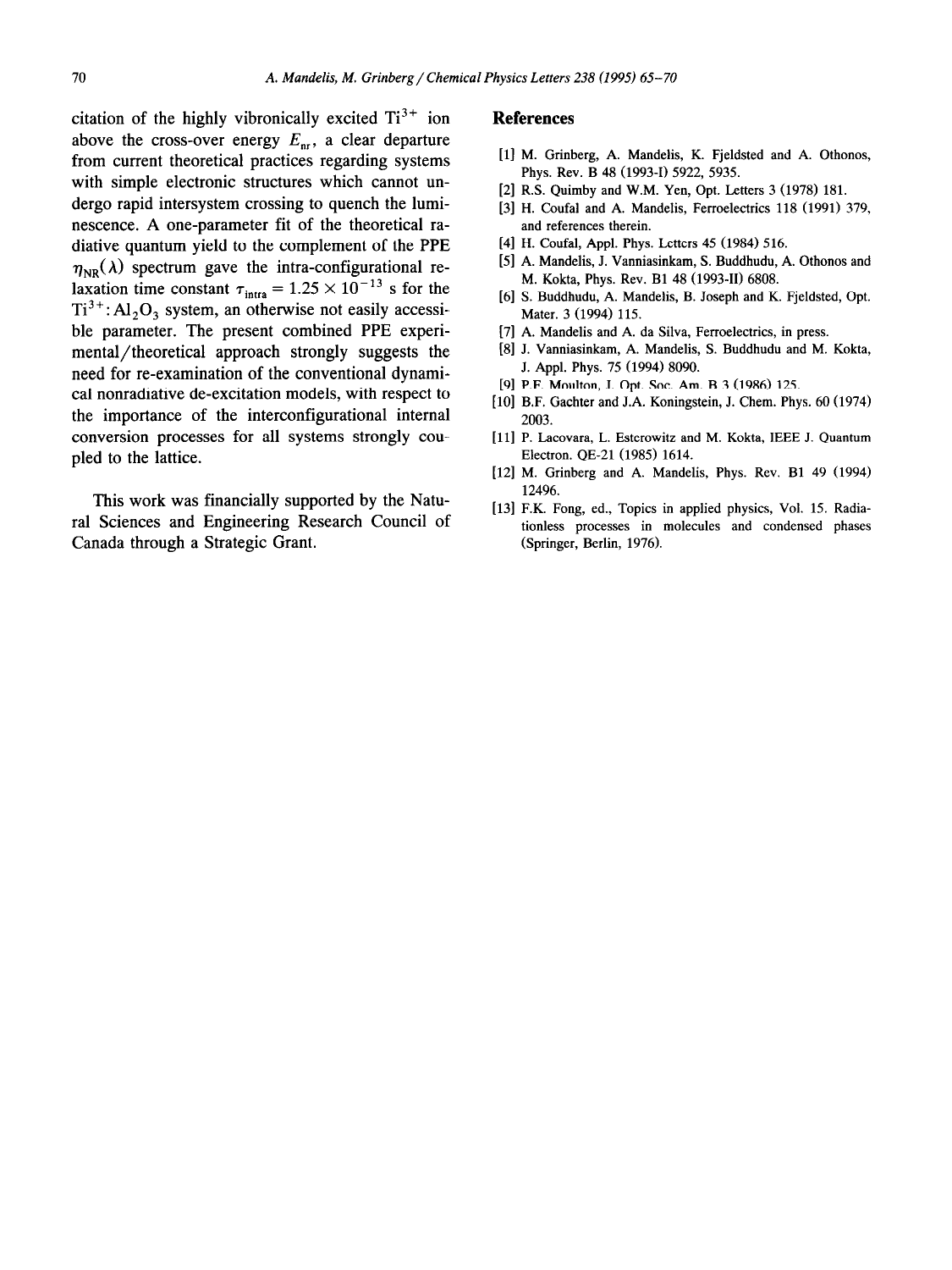citation of the highly vibronically excited $Ti^{3+}$ ion above the cross-over energy $E_{nr}$, a clear departure from current theoretical practices regarding systems with simple electronic structures which cannot undergo rapid intersystem crossing to quench the luminescence. A one-parameter fit of the theoretical radiative quantum yield to the complement of the PPE $\eta_{NR}(\lambda)$ spectrum gave the intra-configurational relaxation time constant $\tau_{intra} = 1.25 \times 10^{-13}$ s for the $Ti^{3+}:Al_2O_3$ system, an otherwise not easily accessible parameter. The present combined PPE experimental/theoretical approach strongly suggests the need for re-examination of the conventional dynamical nonradiative de-excitation models, with respect to the importance of the interconfigurational internal conversion processes for all systems strongly coupled to the lattice.

This work was financially supported by the Natural Sciences and Engineering Research Council of Canada through a Strategic Grant.

## References

[1] M. Grinberg, A. Mandelis, K. Fjeldsted and A. Othonos, Phys. Rev. B 48 (1993-I) 5922, 5935.

[2] R.S. Quimby and W.M. Yen, Opt. Letters 3 (1978) 181.

[3] H. Coufal and A. Mandelis, Ferroelectrics 118 (1991) 379, and references therein.

[4] H. Coufal, Appl. Phys. Letters 45 (1984) 516.

[5] A. Mandelis, J. Vanniasinkam, S. Buddhudu, A. Othonos and M. Kokta, Phys. Rev. B1 48 (1993-II) 6808.

[6] S. Buddhudu, A. Mandelis, B. Joseph and K. Fjeldsted, Opt. Mater. 3 (1994) 115.

[7] A. Mandelis and A. da Silva, Ferroelectrics, in press.

[8] J. Vanniasinkam, A. Mandelis, S. Buddhudu and M. Kokta, J. Appl. Phys. 75 (1994) 8090.

[9] P.F. Moulton, J. Opt. Soc. Am. B 3 (1986) 125.

[10] B.F. Gachter and J.A. Koningstein, J. Chem. Phys. 60 (1974) 2003.

[11] P. Lacovara, L. Esterowitz and M. Kokta, IEEE J. Quantum Electron. QE-21 (1985) 1614.

[12] M. Grinberg and A. Mandelis, Phys. Rev. B1 49 (1994) 12496.

[13] F.K. Fong, ed., Topics in applied physics, Vol. 15. Radiationless processes in molecules and condensed phases (Springer, Berlin, 1976).